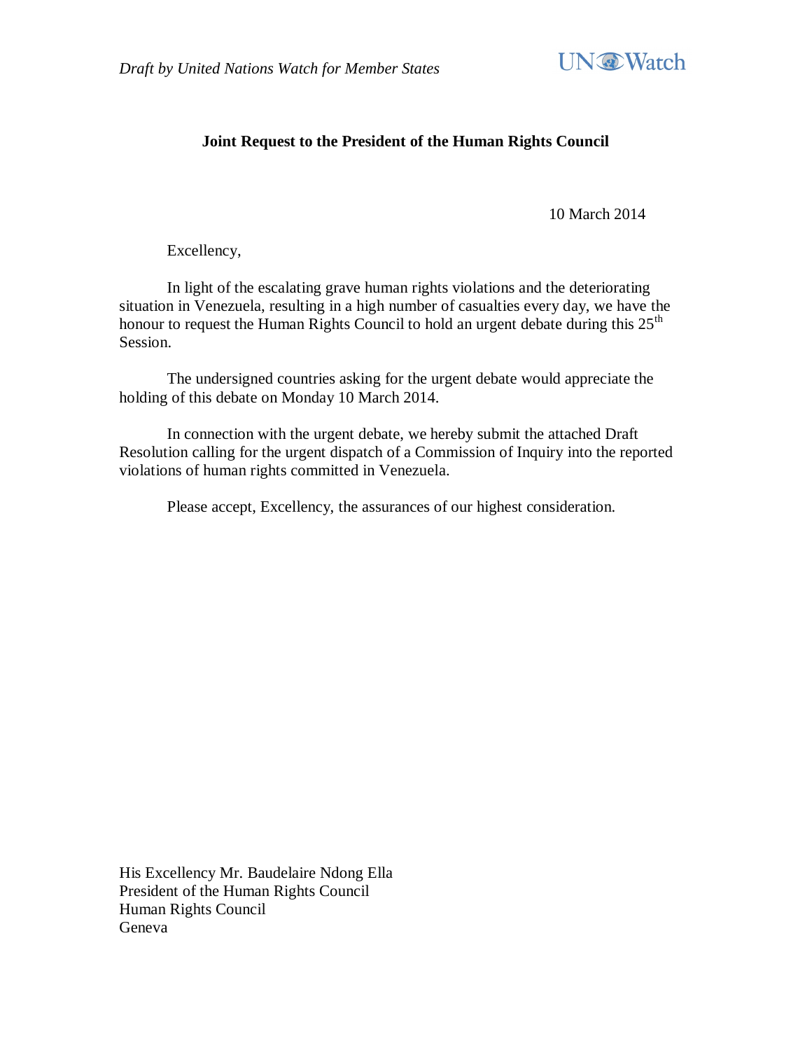*Draft by United Nations Watch for Member States*

UN Watch

**Joint Request to the President of the Human Rights Council**

10 March 2014

Excellency,

In light of the escalating grave human rights violations and the deteriorating situation in Venezuela, resulting in a high number of casualties every day, we have the honour to request the Human Rights Council to hold an urgent debate during this 25th Session.

The undersigned countries asking for the urgent debate would appreciate the holding of this debate on Monday 10 March 2014.

In connection with the urgent debate, we hereby submit the attached Draft Resolution calling for the urgent dispatch of a Commission of Inquiry into the reported violations of human rights committed in Venezuela.

Please accept, Excellency, the assurances of our highest consideration.

His Excellency Mr. Baudelaire Ndong Ella
President of the Human Rights Council
Human Rights Council
Geneva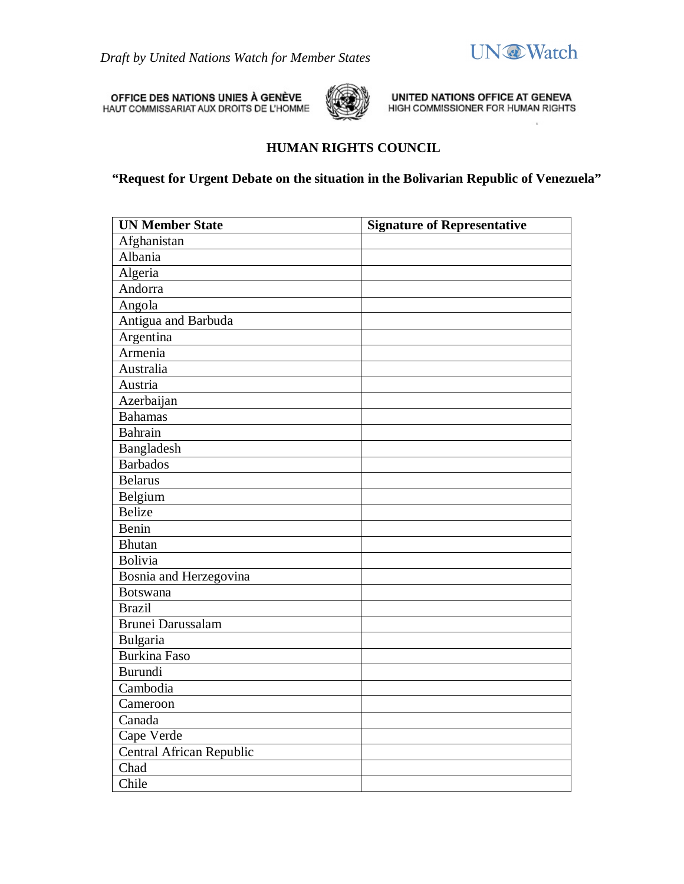*Draft by United Nations Watch for Member States*

UN Watch

OFFICE DES NATIONS UNIES À GENÈVE
HAUT COMMISSARIAT AUX DROITS DE L'HOMME

UNITED NATIONS OFFICE AT GENEVA
HIGH COMMISSIONER FOR HUMAN RIGHTS

## HUMAN RIGHTS COUNCIL

### "Request for Urgent Debate on the situation in the Bolivarian Republic of Venezuela"

| UN Member State | Signature of Representative |
|---|---|
| Afghanistan | |
| Albania | |
| Algeria | |
| Andorra | |
| Angola | |
| Antigua and Barbuda | |
| Argentina | |
| Armenia | |
| Australia | |
| Austria | |
| Azerbaijan | |
| Bahamas | |
| Bahrain | |
| Bangladesh | |
| Barbados | |
| Belarus | |
| Belgium | |
| Belize | |
| Benin | |
| Bhutan | |
| Bolivia | |
| Bosnia and Herzegovina | |
| Botswana | |
| Brazil | |
| Brunei Darussalam | |
| Bulgaria | |
| Burkina Faso | |
| Burundi | |
| Cambodia | |
| Cameroon | |
| Canada | |
| Cape Verde | |
| Central African Republic | |
| Chad | |
| Chile | |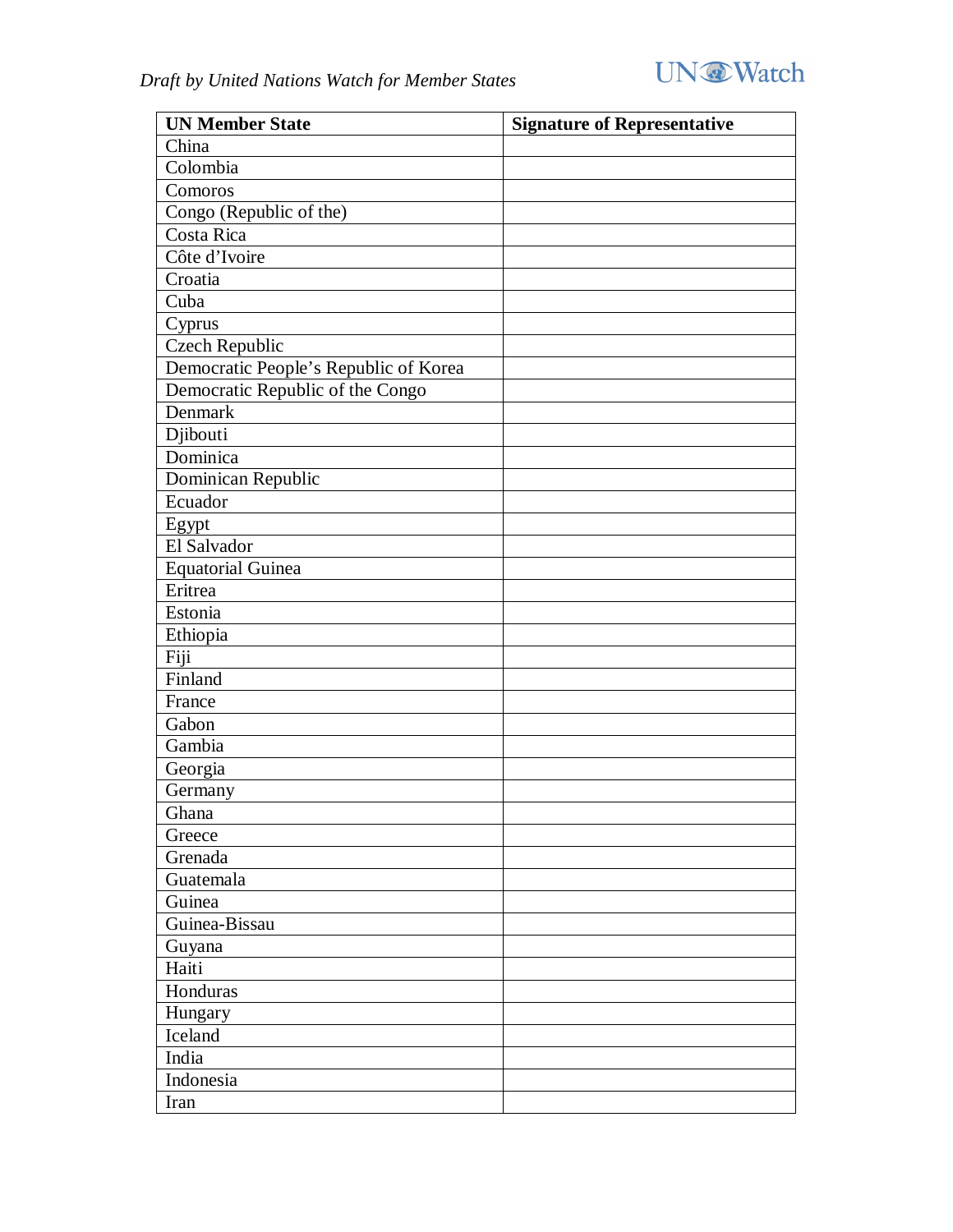| UN Member State | Signature of Representative |
| --- | --- |
| China | |
| Colombia | |
| Comoros | |
| Congo (Republic of the) | |
| Costa Rica | |
| Côte d'Ivoire | |
| Croatia | |
| Cuba | |
| Cyprus | |
| Czech Republic | |
| Democratic People's Republic of Korea | |
| Democratic Republic of the Congo | |
| Denmark | |
| Djibouti | |
| Dominica | |
| Dominican Republic | |
| Ecuador | |
| Egypt | |
| El Salvador | |
| Equatorial Guinea | |
| Eritrea | |
| Estonia | |
| Ethiopia | |
| Fiji | |
| Finland | |
| France | |
| Gabon | |
| Gambia | |
| Georgia | |
| Germany | |
| Ghana | |
| Greece | |
| Grenada | |
| Guatemala | |
| Guinea | |
| Guinea-Bissau | |
| Guyana | |
| Haiti | |
| Honduras | |
| Hungary | |
| Iceland | |
| India | |
| Indonesia | |
| Iran | |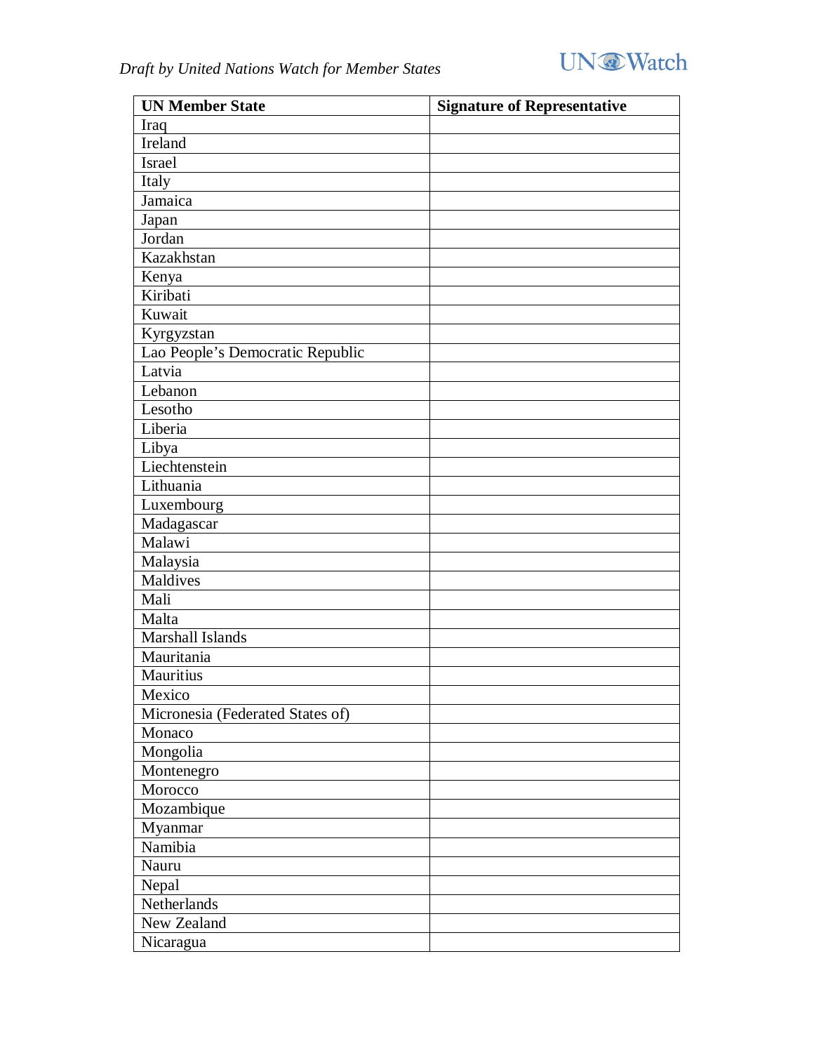| UN Member State | Signature of Representative |
| --- | --- |
| Iraq | |
| Ireland | |
| Israel | |
| Italy | |
| Jamaica | |
| Japan | |
| Jordan | |
| Kazakhstan | |
| Kenya | |
| Kiribati | |
| Kuwait | |
| Kyrgyzstan | |
| Lao People’s Democratic Republic | |
| Latvia | |
| Lebanon | |
| Lesotho | |
| Liberia | |
| Libya | |
| Liechtenstein | |
| Lithuania | |
| Luxembourg | |
| Madagascar | |
| Malawi | |
| Malaysia | |
| Maldives | |
| Mali | |
| Malta | |
| Marshall Islands | |
| Mauritania | |
| Mauritius | |
| Mexico | |
| Micronesia (Federated States of) | |
| Monaco | |
| Mongolia | |
| Montenegro | |
| Morocco | |
| Mozambique | |
| Myanmar | |
| Namibia | |
| Nauru | |
| Nepal | |
| Netherlands | |
| New Zealand | |
| Nicaragua | |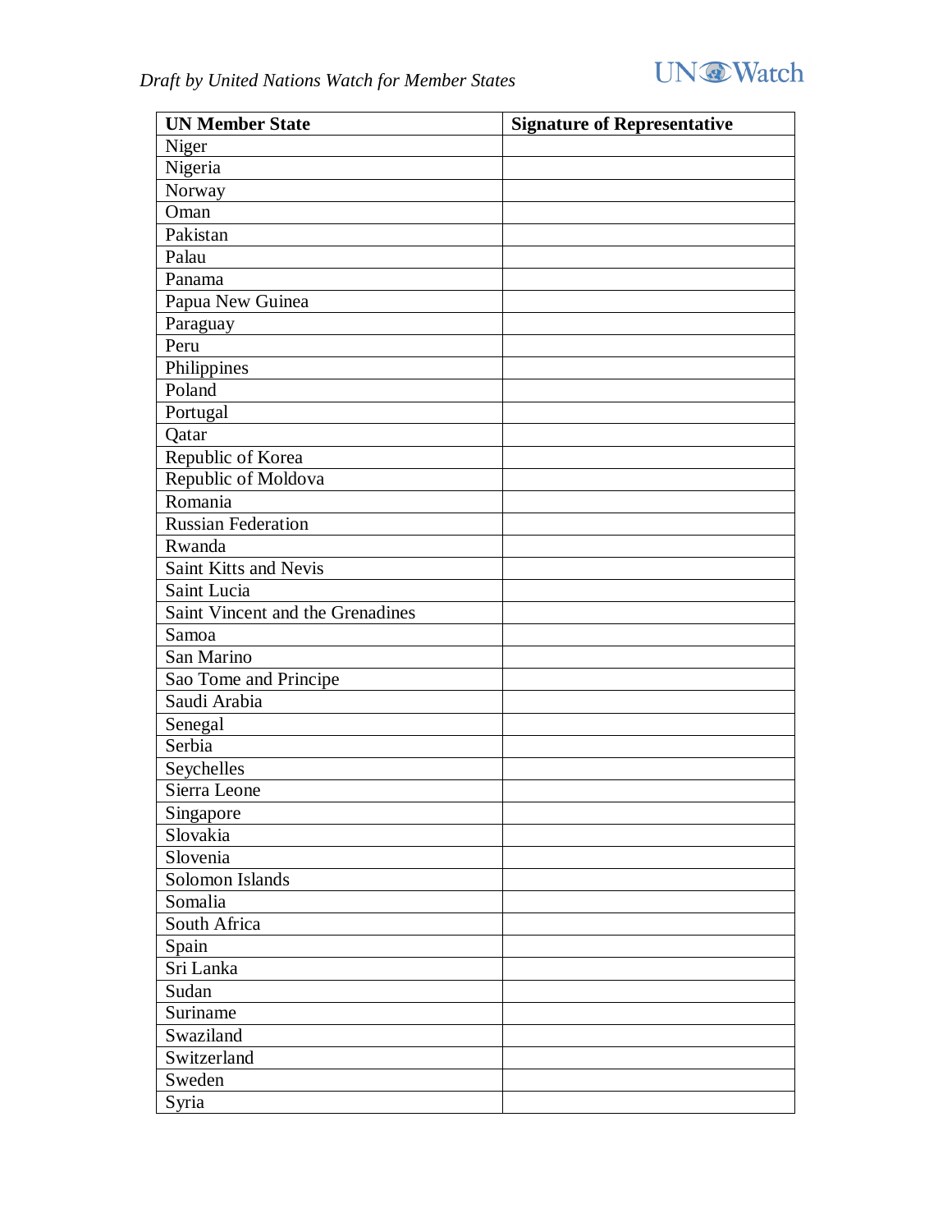| UN Member State | Signature of Representative |
| --- | --- |
| Niger | |
| Nigeria | |
| Norway | |
| Oman | |
| Pakistan | |
| Palau | |
| Panama | |
| Papua New Guinea | |
| Paraguay | |
| Peru | |
| Philippines | |
| Poland | |
| Portugal | |
| Qatar | |
| Republic of Korea | |
| Republic of Moldova | |
| Romania | |
| Russian Federation | |
| Rwanda | |
| Saint Kitts and Nevis | |
| Saint Lucia | |
| Saint Vincent and the Grenadines | |
| Samoa | |
| San Marino | |
| Sao Tome and Principe | |
| Saudi Arabia | |
| Senegal | |
| Serbia | |
| Seychelles | |
| Sierra Leone | |
| Singapore | |
| Slovakia | |
| Slovenia | |
| Solomon Islands | |
| Somalia | |
| South Africa | |
| Spain | |
| Sri Lanka | |
| Sudan | |
| Suriname | |
| Swaziland | |
| Switzerland | |
| Sweden | |
| Syria | |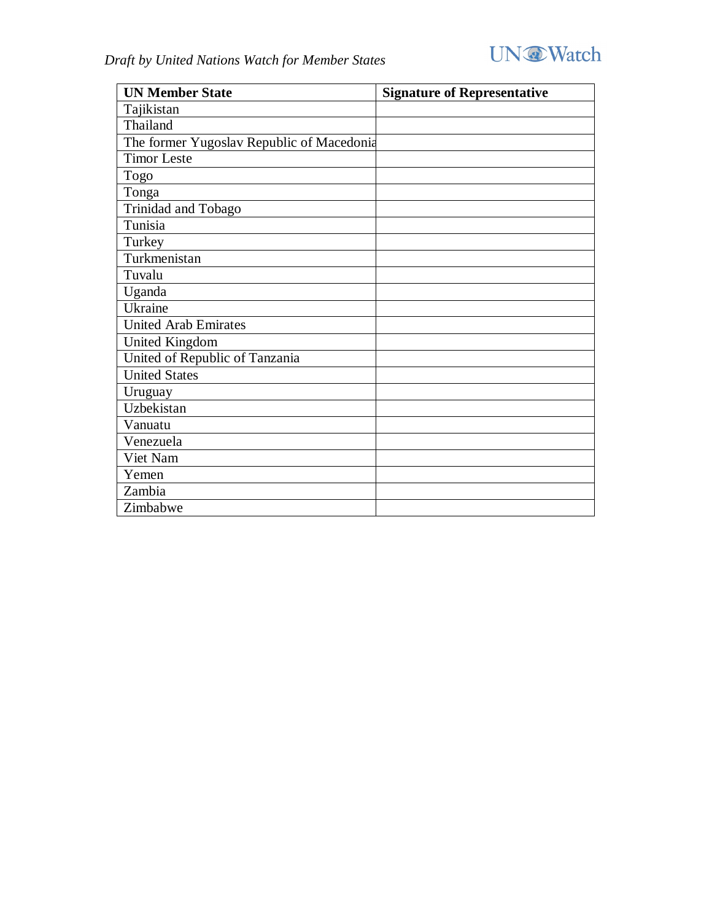| UN Member State | Signature of Representative |
|---|---|
| Tajikistan | |
| Thailand | |
| The former Yugoslav Republic of Macedonia | |
| Timor Leste | |
| Togo | |
| Tonga | |
| Trinidad and Tobago | |
| Tunisia | |
| Turkey | |
| Turkmenistan | |
| Tuvalu | |
| Uganda | |
| Ukraine | |
| United Arab Emirates | |
| United Kingdom | |
| United of Republic of Tanzania | |
| United States | |
| Uruguay | |
| Uzbekistan | |
| Vanuatu | |
| Venezuela | |
| Viet Nam | |
| Yemen | |
| Zambia | |
| Zimbabwe | |